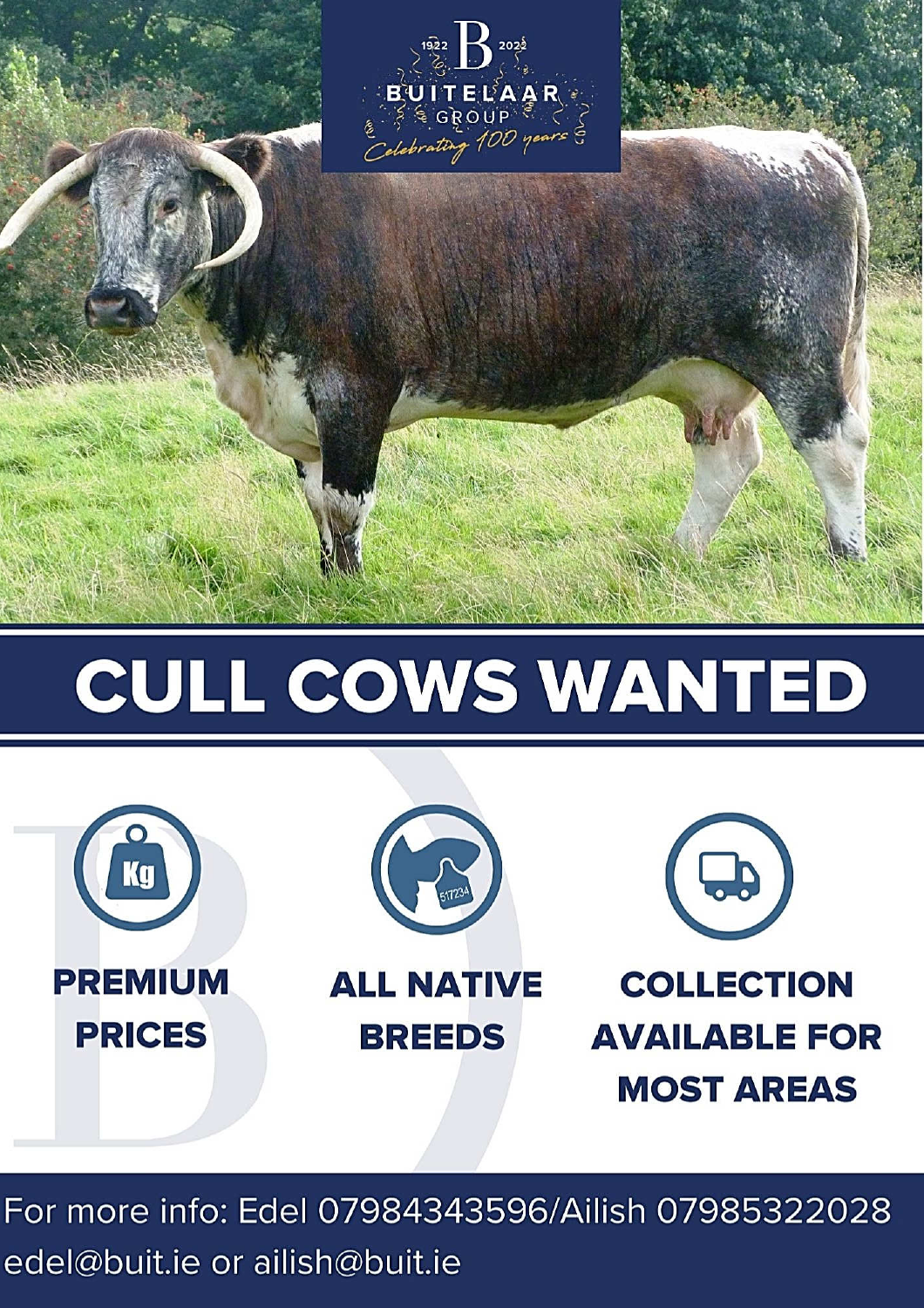1922 B 2022

BUITELAAR GROUP

*Celebrating 100 years*

# CULL COWS WANTED

**PREMIUM PRICES**

**ALL NATIVE BREEDS**

**COLLECTION AVAILABLE FOR MOST AREAS**

For more info: Edel 07984343596/Ailish 07985322028
edel@buit.ie or ailish@buit.ie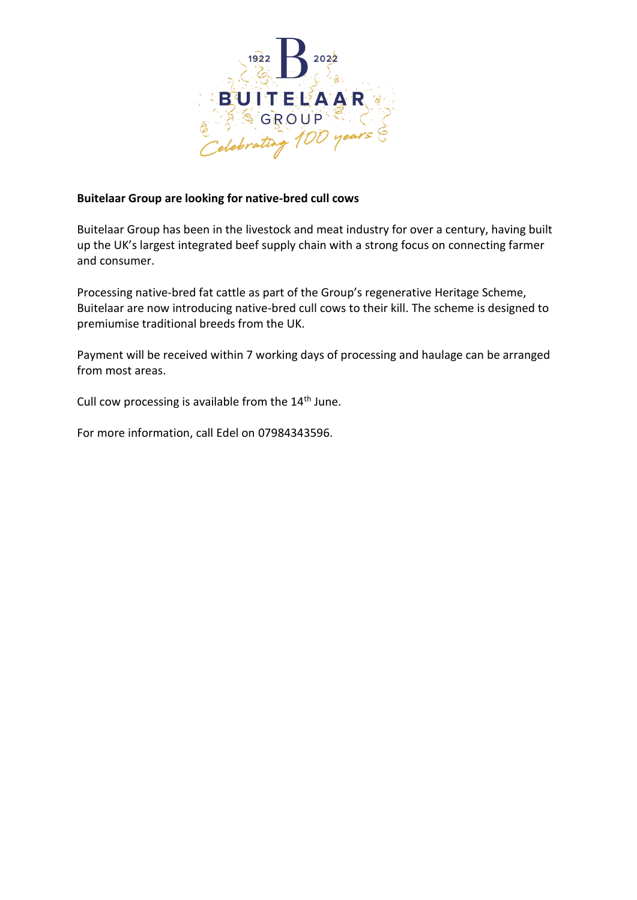**Buitelaar Group are looking for native-bred cull cows**

Buitelaar Group has been in the livestock and meat industry for over a century, having built up the UK's largest integrated beef supply chain with a strong focus on connecting farmer and consumer.

Processing native-bred fat cattle as part of the Group's regenerative Heritage Scheme, Buitelaar are now introducing native-bred cull cows to their kill. The scheme is designed to premiumise traditional breeds from the UK.

Payment will be received within 7 working days of processing and haulage can be arranged from most areas.

Cull cow processing is available from the 14th June.

For more information, call Edel on 07984343596.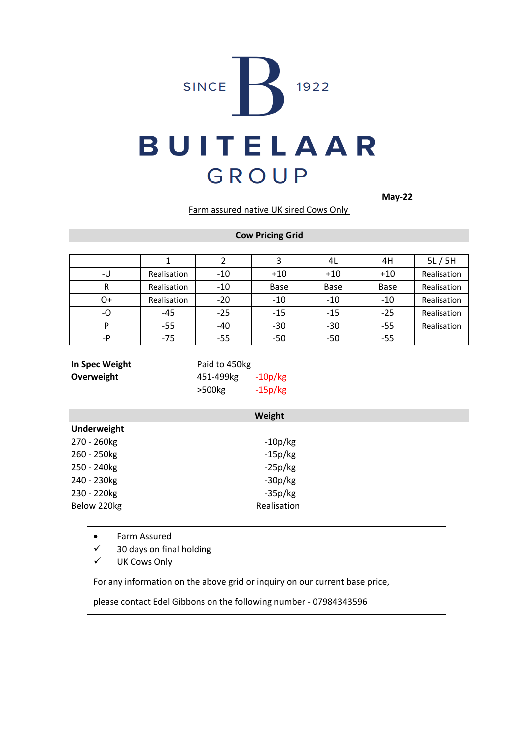SINCE 1922

# BUITELAAR GROUP

**May-22**

Farm assured native UK sired Cows Only

## Cow Pricing Grid

| | 1 | 2 | 3 | 4L | 4H | 5L / 5H |
|---|---|---|---|---|---|---|
| -U | Realisation | -10 | +10 | +10 | +10 | Realisation |
| R | Realisation | -10 | Base | Base | Base | Realisation |
| O+ | Realisation | -20 | -10 | -10 | -10 | Realisation |
| -O | -45 | -25 | -15 | -15 | -25 | Realisation |
| P | -55 | -40 | -30 | -30 | -55 | Realisation |
| -P | -75 | -55 | -50 | -50 | -55 | |

| | | |
|---|---|---|
| **In Spec Weight** | Paid to 450kg | |
| **Overweight** | 451-499kg | -10p/kg |
| | >500kg | -15p/kg |

## Weight

| **Underweight** | |
|---|---|
| 270 - 260kg | -10p/kg |
| 260 - 250kg | -15p/kg |
| 250 - 240kg | -25p/kg |
| 240 - 230kg | -30p/kg |
| 230 - 220kg | -35p/kg |
| Below 220kg | Realisation |

- Farm Assured
- ✓ 30 days on final holding
- ✓ UK Cows Only

For any information on the above grid or inquiry on our current base price,

please contact Edel Gibbons on the following number - 07984343596